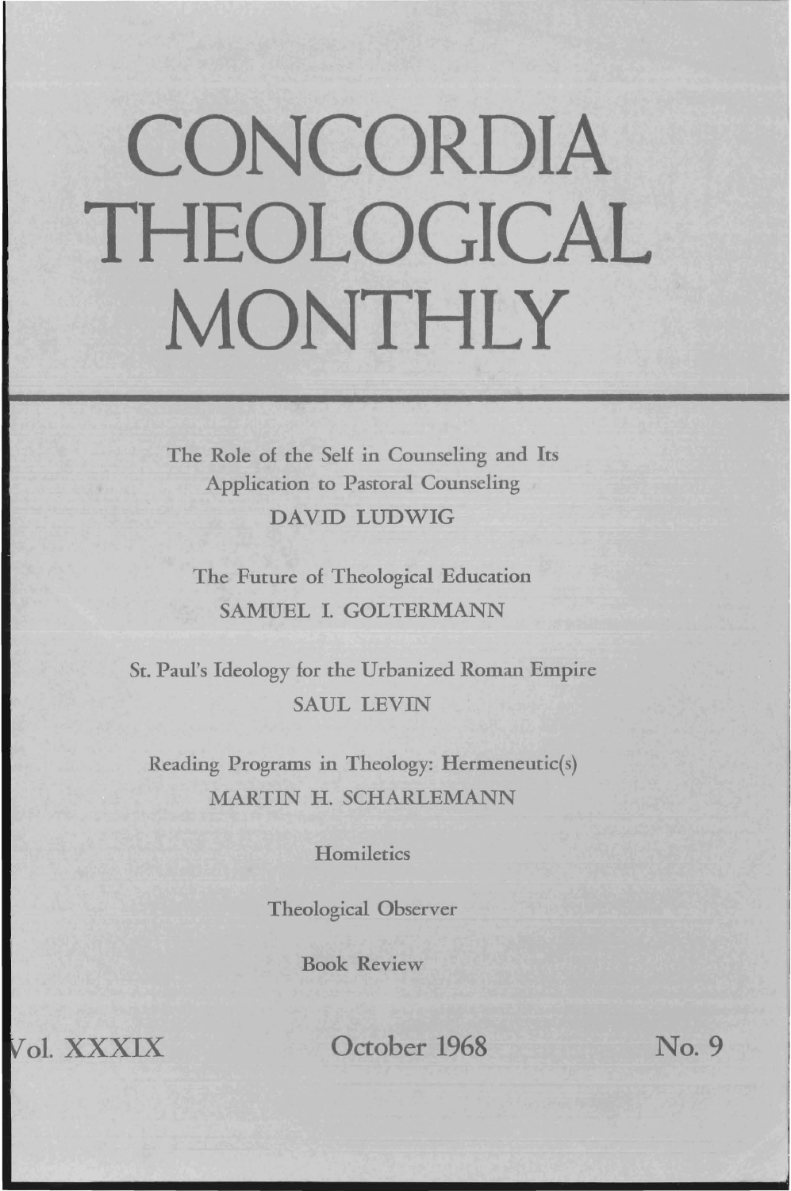# CONCORDIA THEOLOGICAL MONTHLY

The Role of the Self in Counseling and Its Application to Pastoral Counseling
DAVID LUDWIG

The Future of Theological Education
SAMUEL I. GOLTERMANN

St. Paul's Ideology for the Urbanized Roman Empire
SAUL LEVIN

Reading Programs in Theology: Hermeneutic(s)
MARTIN H. SCHARLEMANN

Homiletics

Theological Observer

Book Review

Vol. XXXIX October 1968 No. 9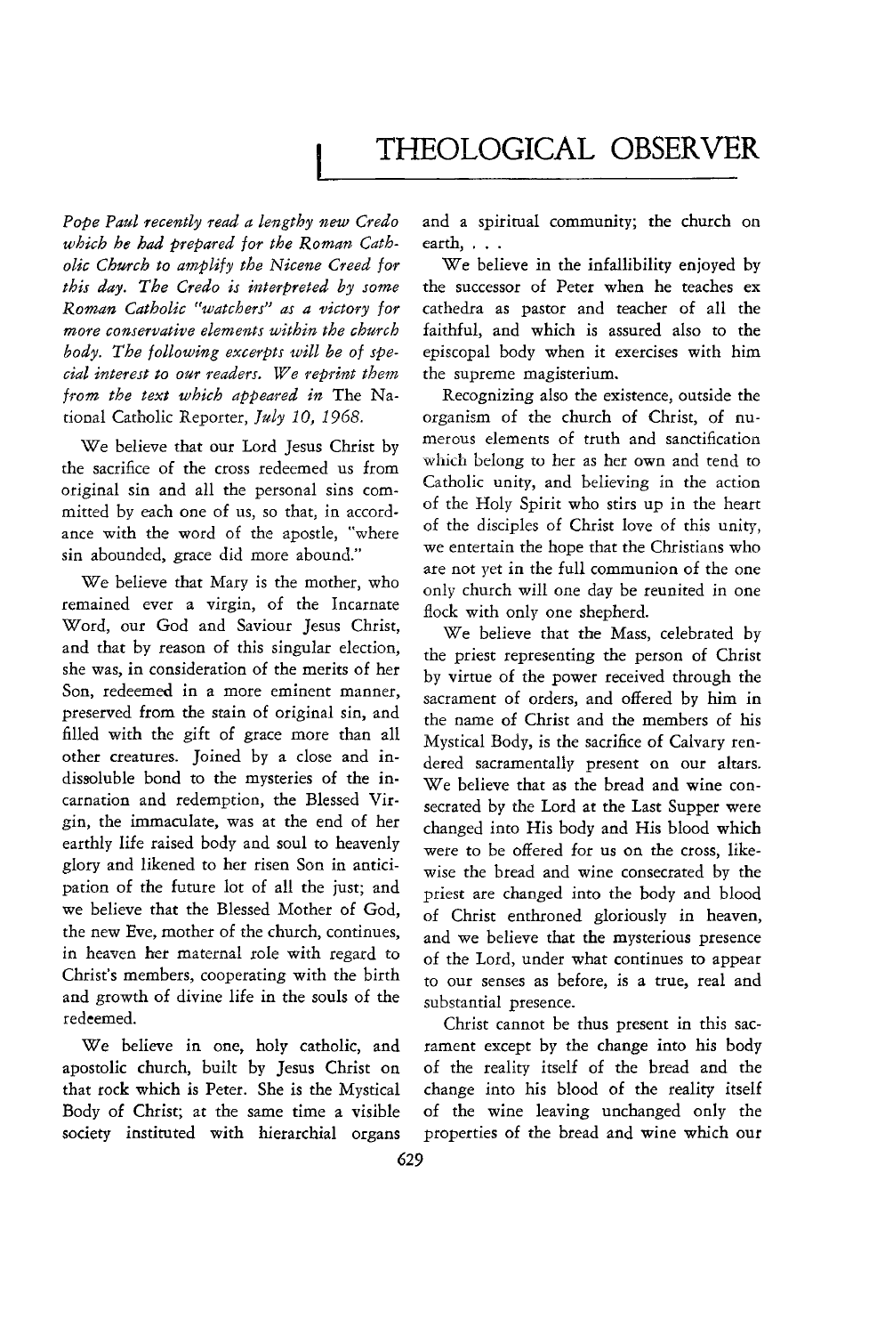# THEOLOGICAL OBSERVER

*Pope Paul recently read a lengthy new Credo which he had prepared for the Roman Catholic Church to amplify the Nicene Creed for this day. The Credo is interpreted by some Roman Catholic "watchers" as a victory for more conservative elements within the church body. The following excerpts will be of special interest to our readers. We reprint them from the text which appeared in* The National Catholic Reporter, *July 10, 1968.*

We believe that our Lord Jesus Christ by the sacrifice of the cross redeemed us from original sin and all the personal sins committed by each one of us, so that, in accordance with the word of the apostle, "where sin abounded, grace did more abound."

We believe that Mary is the mother, who remained ever a virgin, of the Incarnate Word, our God and Saviour Jesus Christ, and that by reason of this singular election, she was, in consideration of the merits of her Son, redeemed in a more eminent manner, preserved from the stain of original sin, and filled with the gift of grace more than all other creatures. Joined by a close and indissoluble bond to the mysteries of the incarnation and redemption, the Blessed Virgin, the immaculate, was at the end of her earthly life raised body and soul to heavenly glory and likened to her risen Son in anticipation of the future lot of all the just; and we believe that the Blessed Mother of God, the new Eve, mother of the church, continues, in heaven her maternal role with regard to Christ's members, cooperating with the birth and growth of divine life in the souls of the redeemed.

We believe in one, holy catholic, and apostolic church, built by Jesus Christ on that rock which is Peter. She is the Mystical Body of Christ; at the same time a visible society instituted with hierarchial organs and a spiritual community; the church on earth, . . .

We believe in the infallibility enjoyed by the successor of Peter when he teaches ex cathedra as pastor and teacher of all the faithful, and which is assured also to the episcopal body when it exercises with him the supreme magisterium.

Recognizing also the existence, outside the organism of the church of Christ, of numerous elements of truth and sanctification which belong to her as her own and tend to Catholic unity, and believing in the action of the Holy Spirit who stirs up in the heart of the disciples of Christ love of this unity, we entertain the hope that the Christians who are not yet in the full communion of the one only church will one day be reunited in one flock with only one shepherd.

We believe that the Mass, celebrated by the priest representing the person of Christ by virtue of the power received through the sacrament of orders, and offered by him in the name of Christ and the members of his Mystical Body, is the sacrifice of Calvary rendered sacramentally present on our altars. We believe that as the bread and wine consecrated by the Lord at the Last Supper were changed into His body and His blood which were to be offered for us on the cross, likewise the bread and wine consecrated by the priest are changed into the body and blood of Christ enthroned gloriously in heaven, and we believe that the mysterious presence of the Lord, under what continues to appear to our senses as before, is a true, real and substantial presence.

Christ cannot be thus present in this sacrament except by the change into his body of the reality itself of the bread and the change into his blood of the reality itself of the wine leaving unchanged only the properties of the bread and wine which our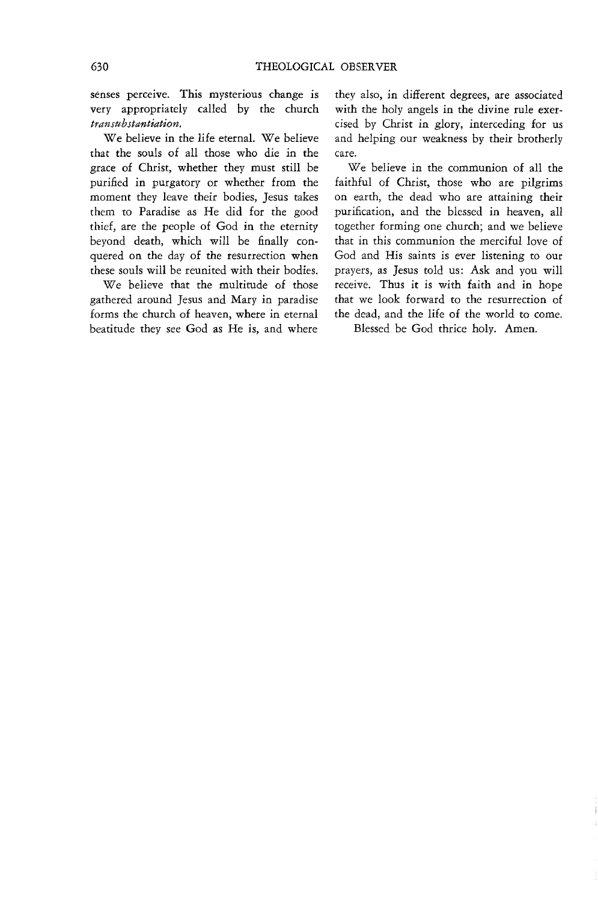senses perceive. This mysterious change is very appropriately called by the church *transubstantiation*.

We believe in the life eternal. We believe that the souls of all those who die in the grace of Christ, whether they must still be purified in purgatory or whether from the moment they leave their bodies, Jesus takes them to Paradise as He did for the good thief, are the people of God in the eternity beyond death, which will be finally conquered on the day of the resurrection when these souls will be reunited with their bodies.

We believe that the multitude of those gathered around Jesus and Mary in paradise forms the church of heaven, where in eternal beatitude they see God as He is, and where they also, in different degrees, are associated with the holy angels in the divine rule exercised by Christ in glory, interceding for us and helping our weakness by their brotherly care.

We believe in the communion of all the faithful of Christ, those who are pilgrims on earth, the dead who are attaining their purification, and the blessed in heaven, all together forming one church; and we believe that in this communion the merciful love of God and His saints is ever listening to our prayers, as Jesus told us: Ask and you will receive. Thus it is with faith and in hope that we look forward to the resurrection of the dead, and the life of the world to come.

Blessed be God thrice holy. Amen.